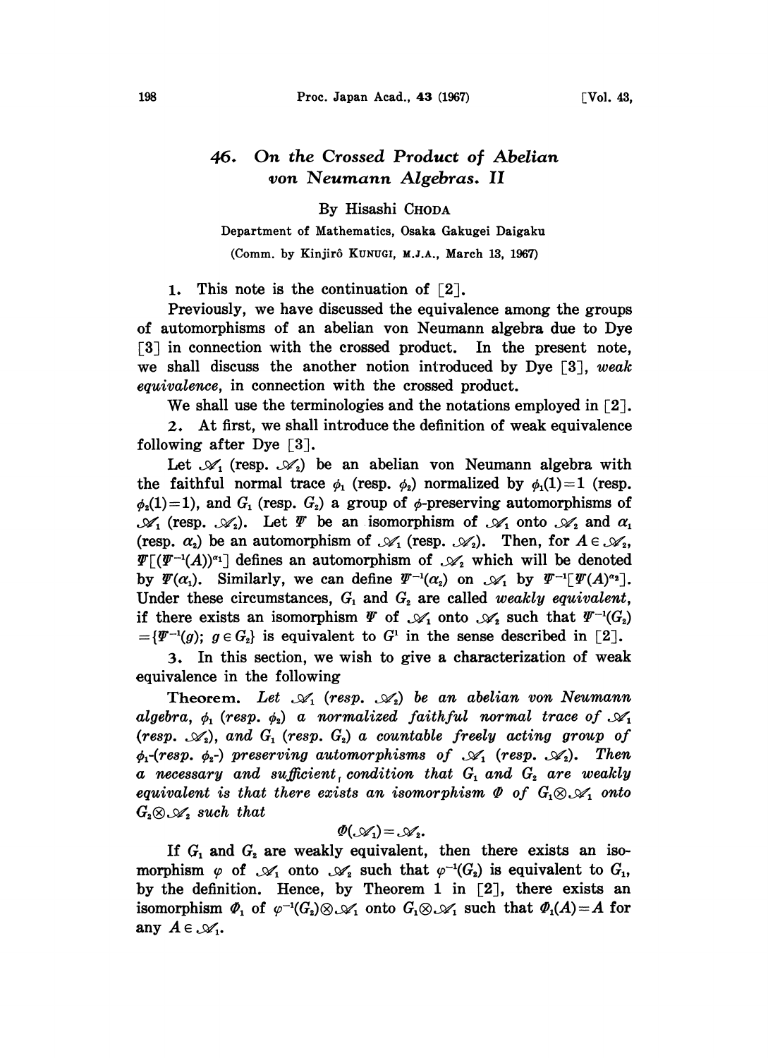# 46. On the Crossed Product of Abelian von Neumann Algebras. II

By Hisashi CHODA

Department of Mathematics, Osaka Gakugei Daigaku

(Comm. by Kinjirô KUNUGI, M.J.A., March 13, 1967)

1. This note is the continuation of [2].

Previously, we have discussed the equivalence among the groups of automorphisms of an abelian von Neumann algebra due to Dye [3] in connection with the crossed product. In the present note, we shall discuss the another notion introduced by Dye [3], *weak equivalence*, in connection with the crossed product.

We shall use the terminologies and the notations employed in [2].

2. At first, we shall introduce the definition of weak equivalence following after Dye [3].

Let $\mathscr{A}_1$ (resp. $\mathscr{A}_2$) be an abelian von Neumann algebra with the faithful normal trace $\phi_1$ (resp. $\phi_2$) normalized by $\phi_1(1)=1$ (resp. $\phi_2(1)=1$), and $G_1$ (resp. $G_2$) a group of $\phi$-preserving automorphisms of $\mathscr{A}_1$ (resp. $\mathscr{A}_2$). Let $\Psi$ be an isomorphism of $\mathscr{A}_1$ onto $\mathscr{A}_2$ and $\alpha_1$ (resp. $\alpha_2$) be an automorphism of $\mathscr{A}_1$ (resp. $\mathscr{A}_2$). Then, for $A \in \mathscr{A}_2$, $\Psi[(\Psi^{-1}(A))^{\alpha_1}]$ defines an automorphism of $\mathscr{A}_2$ which will be denoted by $\Psi(\alpha_1)$. Similarly, we can define $\Psi^{-1}(\alpha_2)$ on $\mathscr{A}_1$ by $\Psi^{-1}[\Psi(A)^{\alpha_2}]$. Under these circumstances, $G_1$ and $G_2$ are called *weakly equivalent*, if there exists an isomorphism $\Psi$ of $\mathscr{A}_1$ onto $\mathscr{A}_2$ such that $\Psi^{-1}(G_2) = \{\Psi^{-1}(g);\ g \in G_2\}$ is equivalent to $G^1$ in the sense described in [2].

3. In this section, we wish to give a characterization of weak equivalence in the following

**Theorem.** *Let $\mathscr{A}_1$ (resp. $\mathscr{A}_2$) be an abelian von Neumann algebra, $\phi_1$ (resp. $\phi_2$) a normalized faithful normal trace of $\mathscr{A}_1$ (resp. $\mathscr{A}_2$), and $G_1$ (resp. $G_2$) a countable freely acting group of $\phi_1$-(resp. $\phi_2$-) preserving automorphisms of $\mathscr{A}_1$ (resp. $\mathscr{A}_2$). Then a necessary and sufficient condition that $G_1$ and $G_2$ are weakly equivalent is that there exists an isomorphism $\Phi$ of $G_1 \otimes \mathscr{A}_1$ onto $G_2 \otimes \mathscr{A}_2$ such that*

$$\Phi(\mathscr{A}_1) = \mathscr{A}_2.$$

If $G_1$ and $G_2$ are weakly equivalent, then there exists an isomorphism $\varphi$ of $\mathscr{A}_1$ onto $\mathscr{A}_2$ such that $\varphi^{-1}(G_2)$ is equivalent to $G_1$, by the definition. Hence, by Theorem 1 in [2], there exists an isomorphism $\Phi_1$ of $\varphi^{-1}(G_2) \otimes \mathscr{A}_1$ onto $G_1 \otimes \mathscr{A}_1$ such that $\Phi_1(A) = A$ for any $A \in \mathscr{A}_1$.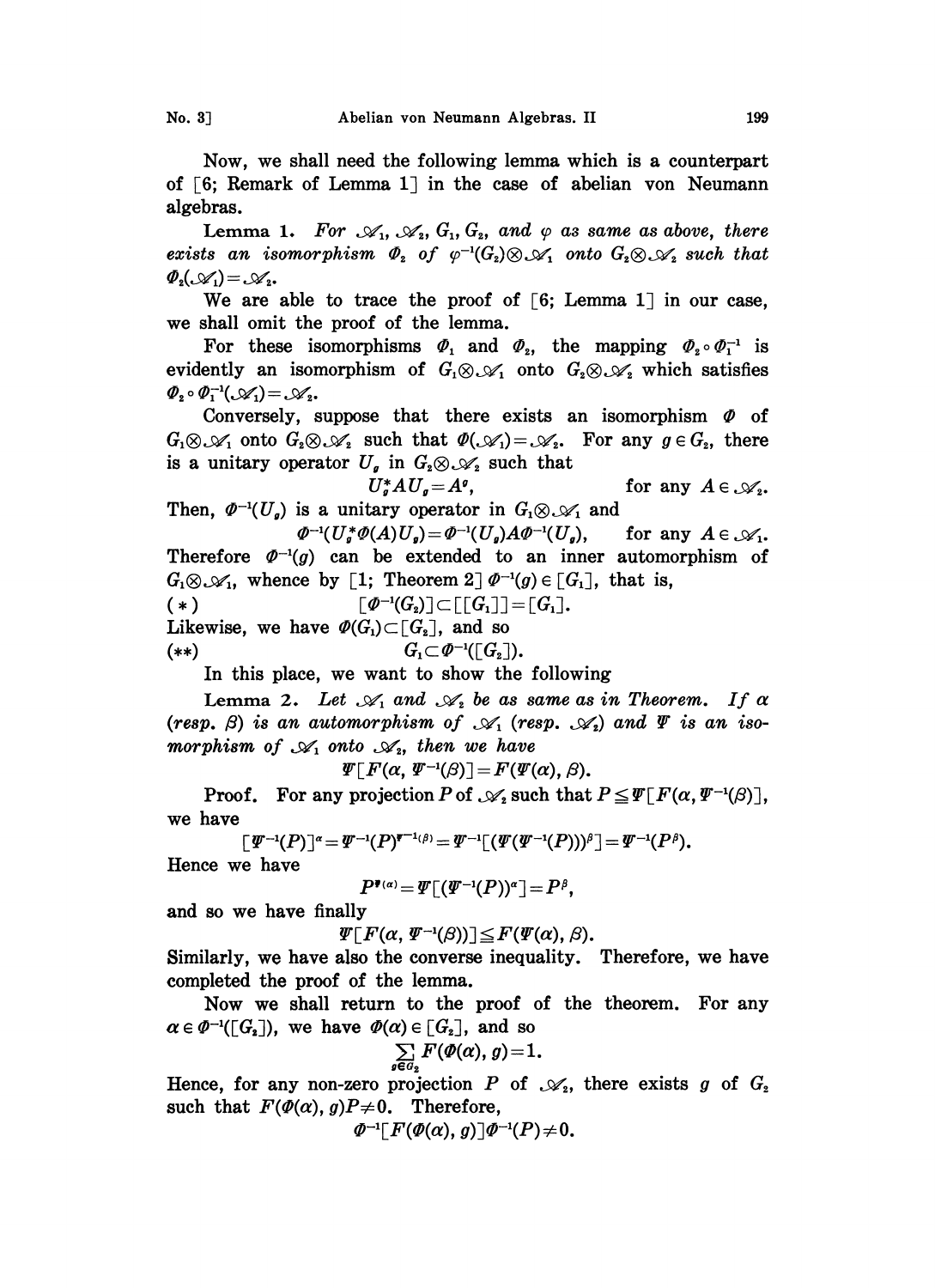Now, we shall need the following lemma which is a counterpart of [6; Remark of Lemma 1] in the case of abelian von Neumann algebras.

**Lemma 1.** *For $\mathscr{A}_1$, $\mathscr{A}_2$, $G_1$, $G_2$, and $\varphi$ as same as above, there exists an isomorphism $\Phi_2$ of $\varphi^{-1}(G_2)\otimes\mathscr{A}_1$ onto $G_2\otimes\mathscr{A}_2$ such that $\Phi_2(\mathscr{A}_1)=\mathscr{A}_2$.*

We are able to trace the proof of [6; Lemma 1] in our case, we shall omit the proof of the lemma.

For these isomorphisms $\Phi_1$ and $\Phi_2$, the mapping $\Phi_2\circ\Phi_1^{-1}$ is evidently an isomorphism of $G_1\otimes\mathscr{A}_1$ onto $G_2\otimes\mathscr{A}_2$ which satisfies $\Phi_2\circ\Phi_1^{-1}(\mathscr{A}_1)=\mathscr{A}_2$.

Conversely, suppose that there exists an isomorphism $\Phi$ of $G_1\otimes\mathscr{A}_1$ onto $G_2\otimes\mathscr{A}_2$ such that $\Phi(\mathscr{A}_1)=\mathscr{A}_2$. For any $g\in G_2$, there is a unitary operator $U_g$ in $G_2\otimes\mathscr{A}_2$ such that

$$U_g^*AU_g=A^g, \qquad \text{for any } A\in\mathscr{A}_2.$$

Then, $\Phi^{-1}(U_g)$ is a unitary operator in $G_1\otimes\mathscr{A}_1$ and

$$\Phi^{-1}(U_g^*\Phi(A)U_g)=\Phi^{-1}(U_g)A\Phi^{-1}(U_g), \qquad \text{for any } A\in\mathscr{A}_1.$$

Therefore $\Phi^{-1}(g)$ can be extended to an inner automorphism of $G_1\otimes\mathscr{A}_1$, whence by [1; Theorem 2] $\Phi^{-1}(g)\in[G_1]$, that is,

$$(*)\qquad [\Phi^{-1}(G_2)]\subset[[G_1]]=[G_1].$$

Likewise, we have $\Phi(G_1)\subset[G_2]$, and so

$$(**)\qquad G_1\subset\Phi^{-1}([G_2]).$$

In this place, we want to show the following

**Lemma 2.** *Let $\mathscr{A}_1$ and $\mathscr{A}_2$ be as same as in Theorem. If $\alpha$ (resp. $\beta$) is an automorphism of $\mathscr{A}_1$ (resp. $\mathscr{A}_2$) and $\Psi$ is an isomorphism of $\mathscr{A}_1$ onto $\mathscr{A}_2$, then we have*

$$\Psi[F(\alpha,\Psi^{-1}(\beta)]=F(\Psi(\alpha),\beta).$$

Proof. For any projection $P$ of $\mathscr{A}_2$ such that $P\leqq\Psi[F(\alpha,\Psi^{-1}(\beta)]$, we have

$$[\Psi^{-1}(P)]^\alpha=\Psi^{-1}(P)^{\Psi^{-1}(\beta)}=\Psi^{-1}[(\Psi(\Psi^{-1}(P)))^\beta]=\Psi^{-1}(P^\beta).$$

Hence we have

$$P^{\Psi(\alpha)}=\Psi[(\Psi^{-1}(P))^\alpha]=P^\beta,$$

and so we have finally

$$\Psi[F(\alpha,\Psi^{-1}(\beta))]\leqq F(\Psi(\alpha),\beta).$$

Similarly, we have also the converse inequality. Therefore, we have completed the proof of the lemma.

Now we shall return to the proof of the theorem. For any $\alpha\in\Phi^{-1}([G_2])$, we have $\Phi(\alpha)\in[G_2]$, and so

$$\sum_{g\in G_2}F(\Phi(\alpha),g)=1.$$

Hence, for any non-zero projection $P$ of $\mathscr{A}_2$, there exists $g$ of $G_2$ such that $F(\Phi(\alpha),g)P\neq 0$. Therefore,

$$\Phi^{-1}[F(\Phi(\alpha),g)]\Phi^{-1}(P)\neq 0.$$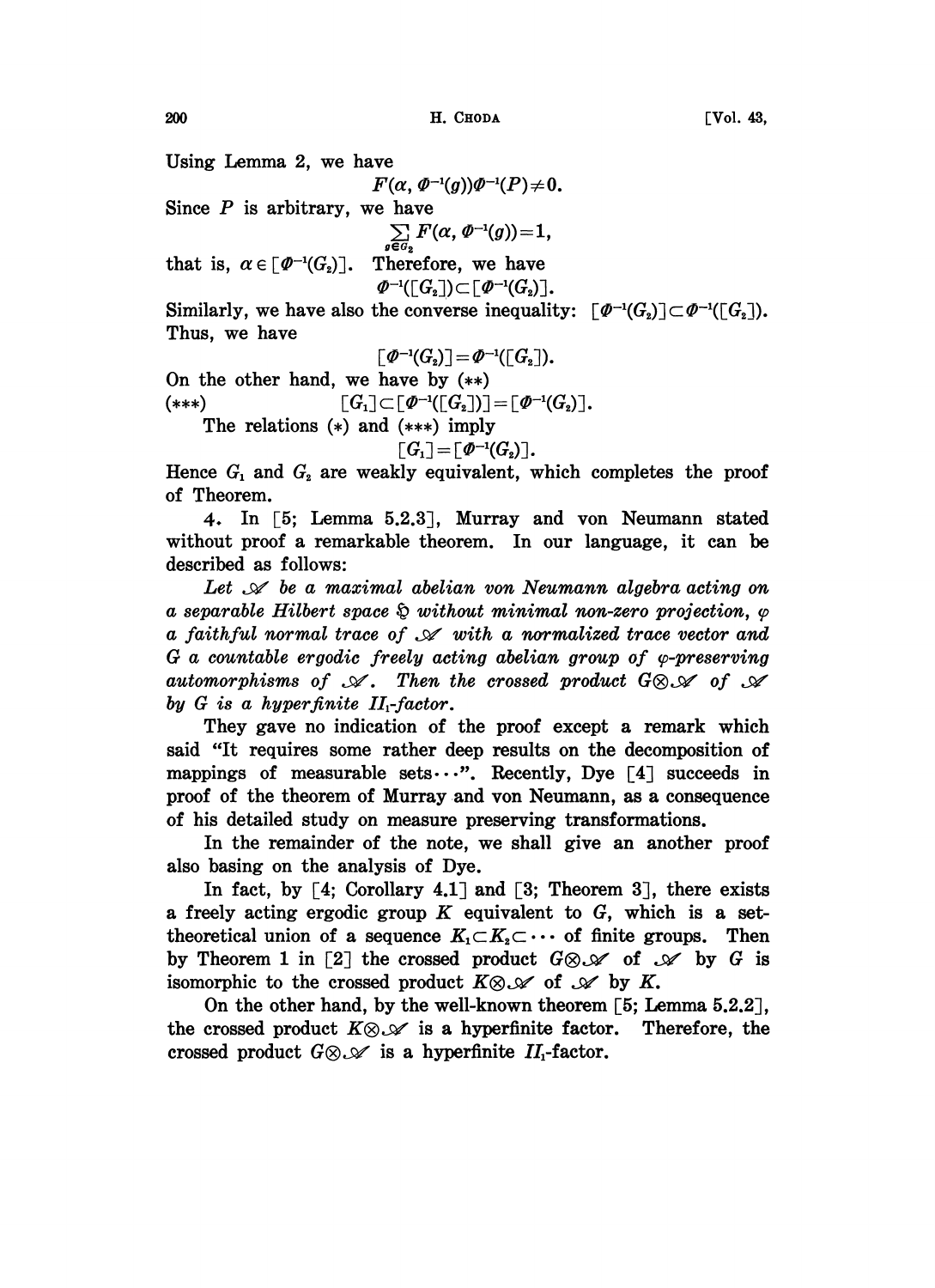Using Lemma 2, we have

$$F(\alpha, \Phi^{-1}(g))\Phi^{-1}(P) \neq 0.$$

Since $P$ is arbitrary, we have

$$\sum_{g \in G_2} F(\alpha, \Phi^{-1}(g)) = 1,$$

that is, $\alpha \in [\Phi^{-1}(G_2)]$. Therefore, we have

$$\Phi^{-1}([G_2]) \subset [\Phi^{-1}(G_2)].$$

Similarly, we have also the converse inequality: $[\Phi^{-1}(G_2)] \subset \Phi^{-1}([G_2])$. Thus, we have

$$[\Phi^{-1}(G_2)] = \Phi^{-1}([G_2]).$$

On the other hand, we have by (\*\*)

$$(***) \qquad [G_1] \subset [\Phi^{-1}([G_2])] = [\Phi^{-1}(G_2)].$$

The relations (\*) and (\*\*\*) imply

$$[G_1] = [\Phi^{-1}(G_2)].$$

Hence $G_1$ and $G_2$ are weakly equivalent, which completes the proof of Theorem.

4. In [5; Lemma 5.2.3], Murray and von Neumann stated without proof a remarkable theorem. In our language, it can be described as follows:

*Let $\mathscr{A}$ be a maximal abelian von Neumann algebra acting on a separable Hilbert space $\mathfrak{H}$ without minimal non-zero projection, $\varphi$ a faithful normal trace of $\mathscr{A}$ with a normalized trace vector and $G$ a countable ergodic freely acting abelian group of $\varphi$-preserving automorphisms of $\mathscr{A}$. Then the crossed product $G \otimes \mathscr{A}$ of $\mathscr{A}$ by $G$ is a hyperfinite $II_1$-factor.*

They gave no indication of the proof except a remark which said "It requires some rather deep results on the decomposition of mappings of measurable sets···". Recently, Dye [4] succeeds in proof of the theorem of Murray and von Neumann, as a consequence of his detailed study on measure preserving transformations.

In the remainder of the note, we shall give an another proof also basing on the analysis of Dye.

In fact, by [4; Corollary 4.1] and [3; Theorem 3], there exists a freely acting ergodic group $K$ equivalent to $G$, which is a set-theoretical union of a sequence $K_1 \subset K_2 \subset \cdots$ of finite groups. Then by Theorem 1 in [2] the crossed product $G \otimes \mathscr{A}$ of $\mathscr{A}$ by $G$ is isomorphic to the crossed product $K \otimes \mathscr{A}$ of $\mathscr{A}$ by $K$.

On the other hand, by the well-known theorem [5; Lemma 5.2.2], the crossed product $K \otimes \mathscr{A}$ is a hyperfinite factor. Therefore, the crossed product $G \otimes \mathscr{A}$ is a hyperfinite $II_1$-factor.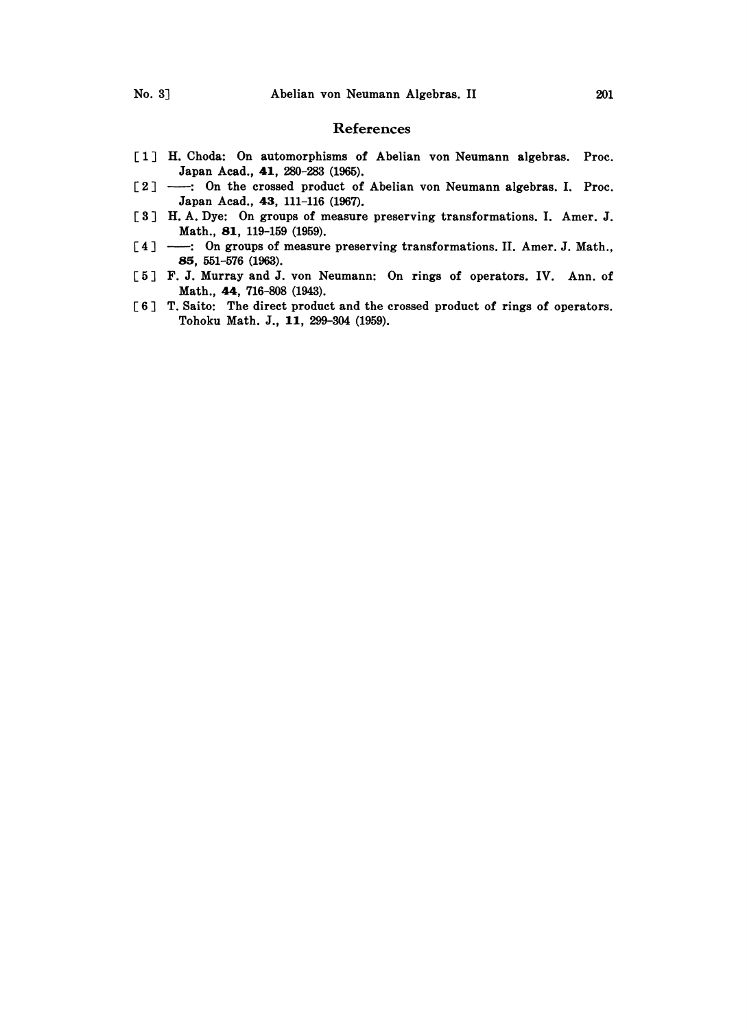## References

[1] H. Choda: On automorphisms of Abelian von Neumann algebras. Proc. Japan Acad., **41**, 280–283 (1965).

[2] ——: On the crossed product of Abelian von Neumann algebras. I. Proc. Japan Acad., **43**, 111–116 (1967).

[3] H. A. Dye: On groups of measure preserving transformations. I. Amer. J. Math., **81**, 119–159 (1959).

[4] ——: On groups of measure preserving transformations. II. Amer. J. Math., **85**, 551–576 (1963).

[5] F. J. Murray and J. von Neumann: On rings of operators. IV. Ann. of Math., **44**, 716–808 (1943).

[6] T. Saito: The direct product and the crossed product of rings of operators. Tohoku Math. J., **11**, 299–304 (1959).